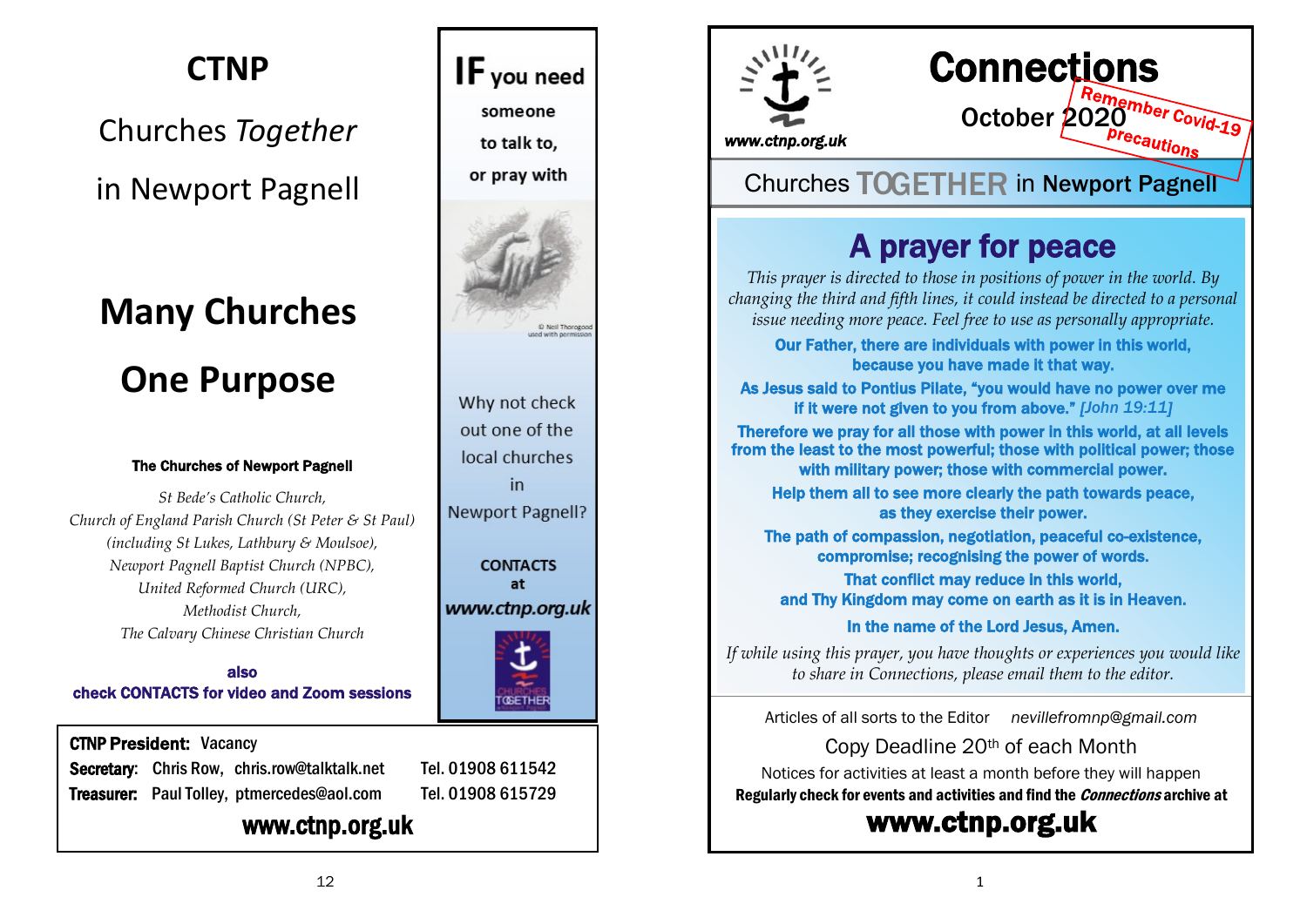# CTNP

Churches *Together*

in Newport Pagnell

# Many Churches

# One Purpose

**The Churches of Newport Pagnell**

*St Bede's Catholic Church,*
*Church of England Parish Church (St Peter & St Paul)*
*(including St Lukes, Lathbury & Moulsoe),*
*Newport Pagnell Baptist Church (NPBC),*
*United Reformed Church (URC),*
*Methodist Church,*
*The Calvary Chinese Christian Church*

**also**
**check CONTACTS for video and Zoom sessions**

**IF you need someone to talk to, or pray with**

© Neil Thorogood used with permission

Why not check out one of the local churches in Newport Pagnell?

**CONTACTS at *www.ctnp.org.uk***

**CTNP President:** Vacancy
**Secretary:** Chris Row, chris.row@talktalk.net Tel. 01908 611542
**Treasurer:** Paul Tolley, ptmercedes@aol.com Tel. 01908 615729

**www.ctnp.org.uk**

---

*www.ctnp.org.uk*

# Connections

October 2020

Remember Covid-19 precautions

Churches TOGETHER in Newport Pagnell

## A prayer for peace

*This prayer is directed to those in positions of power in the world. By changing the third and fifth lines, it could instead be directed to a personal issue needing more peace. Feel free to use as personally appropriate.*

**Our Father, there are individuals with power in this world, because you have made it that way.**

**As Jesus said to Pontius Pilate, "you would have no power over me if it were not given to you from above."** *[John 19:11]*

**Therefore we pray for all those with power in this world, at all levels from the least to the most powerful; those with political power; those with military power; those with commercial power.**

**Help them all to see more clearly the path towards peace, as they exercise their power.**

**The path of compassion, negotiation, peaceful co-existence, compromise; recognising the power of words.**

**That conflict may reduce in this world, and Thy Kingdom may come on earth as it is in Heaven.**

**In the name of the Lord Jesus, Amen.**

*If while using this prayer, you have thoughts or experiences you would like to share in Connections, please email them to the editor.*

Articles of all sorts to the Editor nevillefromnp@gmail.com

Copy Deadline 20th of each Month

Notices for activities at least a month before they will happen

**Regularly check for events and activities and find the *Connections* archive at**

**www.ctnp.org.uk**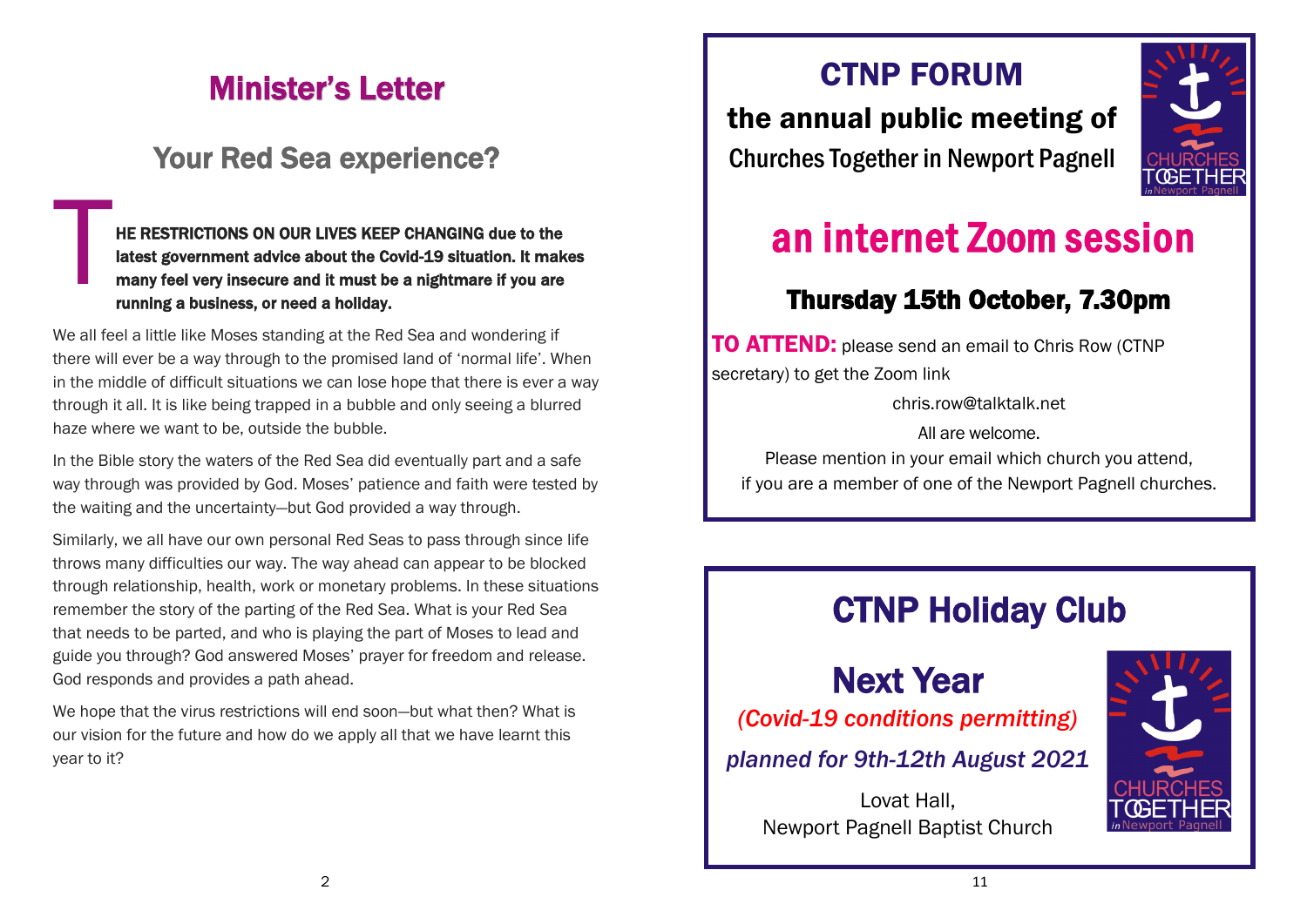# Minister's Letter

## Your Red Sea experience?

**THE RESTRICTIONS ON OUR LIVES KEEP CHANGING due to the latest government advice about the Covid-19 situation. It makes many feel very insecure and it must be a nightmare if you are running a business, or need a holiday.**

We all feel a little like Moses standing at the Red Sea and wondering if there will ever be a way through to the promised land of 'normal life'. When in the middle of difficult situations we can lose hope that there is ever a way through it all. It is like being trapped in a bubble and only seeing a blurred haze where we want to be, outside the bubble.

In the Bible story the waters of the Red Sea did eventually part and a safe way through was provided by God. Moses' patience and faith were tested by the waiting and the uncertainty—but God provided a way through.

Similarly, we all have our own personal Red Seas to pass through since life throws many difficulties our way. The way ahead can appear to be blocked through relationship, health, work or monetary problems. In these situations remember the story of the parting of the Red Sea. What is your Red Sea that needs to be parted, and who is playing the part of Moses to lead and guide you through? God answered Moses' prayer for freedom and release. God responds and provides a path ahead.

We hope that the virus restrictions will end soon—but what then? What is our vision for the future and how do we apply all that we have learnt this year to it?

# CTNP FORUM

**the annual public meeting of**

Churches Together in Newport Pagnell

## an internet Zoom session

### Thursday 15th October, 7.30pm

**TO ATTEND:** please send an email to Chris Row (CTNP secretary) to get the Zoom link

chris.row@talktalk.net

All are welcome.

Please mention in your email which church you attend, if you are a member of one of the Newport Pagnell churches.

# CTNP Holiday Club

## Next Year

*(Covid-19 conditions permitting)*

*planned for 9th-12th August 2021*

Lovat Hall,
Newport Pagnell Baptist Church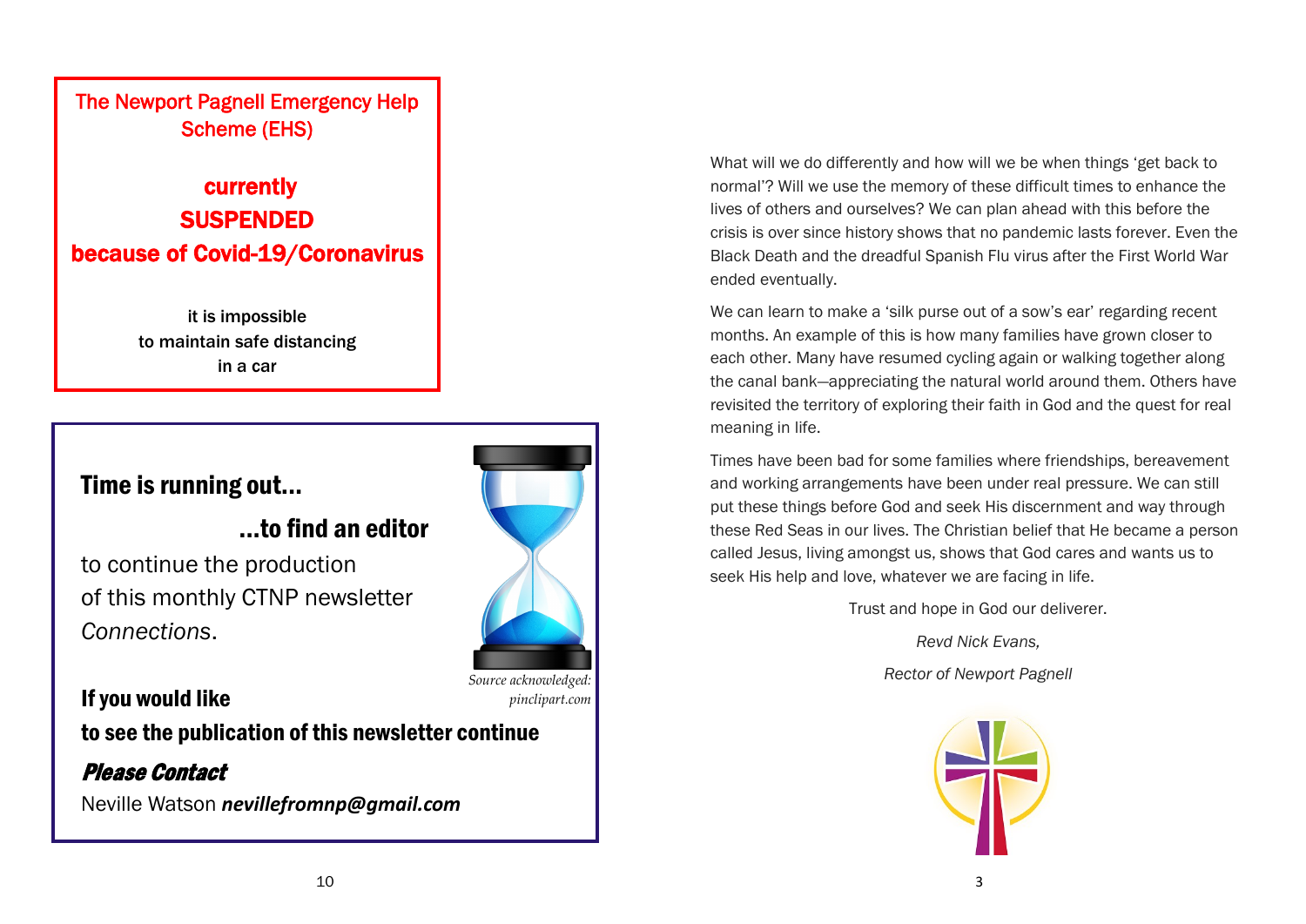## The Newport Pagnell Emergency Help Scheme (EHS)

**currently**
**SUSPENDED**
**because of Covid-19/Coronavirus**

**it is impossible**
**to maintain safe distancing**
**in a car**

## Time is running out...

## ...to find an editor

to continue the production of this monthly CTNP newsletter *Connections*.

*Source acknowledged: pinclipart.com*

**If you would like to see the publication of this newsletter continue**

***Please Contact***

Neville Watson ***nevillefromnp@gmail.com***

What will we do differently and how will we be when things 'get back to normal'? Will we use the memory of these difficult times to enhance the lives of others and ourselves? We can plan ahead with this before the crisis is over since history shows that no pandemic lasts forever. Even the Black Death and the dreadful Spanish Flu virus after the First World War ended eventually.

We can learn to make a 'silk purse out of a sow's ear' regarding recent months. An example of this is how many families have grown closer to each other. Many have resumed cycling again or walking together along the canal bank—appreciating the natural world around them. Others have revisited the territory of exploring their faith in God and the quest for real meaning in life.

Times have been bad for some families where friendships, bereavement and working arrangements have been under real pressure. We can still put these things before God and seek His discernment and way through these Red Seas in our lives. The Christian belief that He became a person called Jesus, living amongst us, shows that God cares and wants us to seek His help and love, whatever we are facing in life.

Trust and hope in God our deliverer.

*Revd Nick Evans,*

*Rector of Newport Pagnell*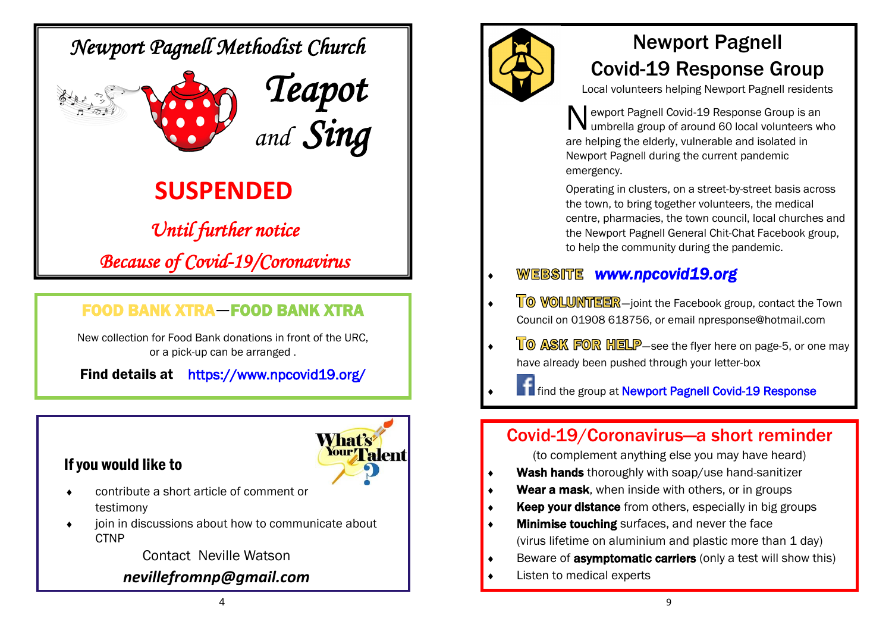## Newport Pagnell Methodist Church

# Teapot and Sing

## SUSPENDED

*Until further notice*

*Because of Covid-19/Coronavirus*

---

### FOOD BANK XTRA—FOOD BANK XTRA

New collection for Food Bank donations in front of the URC, or a pick-up can be arranged .

**Find details at** https://www.npcovid19.org/

---

### If you would like to

- contribute a short article of comment or testimony
- join in discussions about how to communicate about CTNP

Contact Neville Watson

***nevillefromnp@gmail.com***

---

## Newport Pagnell Covid-19 Response Group

Local volunteers helping Newport Pagnell residents

Newport Pagnell Covid-19 Response Group is an umbrella group of around 60 local volunteers who are helping the elderly, vulnerable and isolated in Newport Pagnell during the current pandemic emergency.

Operating in clusters, on a street-by-street basis across the town, to bring together volunteers, the medical centre, pharmacies, the town council, local churches and the Newport Pagnell General Chit-Chat Facebook group, to help the community during the pandemic.

- **WEBSITE** ***www.npcovid19.org***
- **TO VOLUNTEER**—joint the Facebook group, contact the Town Council on 01908 618756, or email npresponse@hotmail.com
- **TO ASK FOR HELP**—see the flyer here on page-5, or one may have already been pushed through your letter-box
- find the group at Newport Pagnell Covid-19 Response

---

## Covid-19/Coronavirus—a short reminder

(to complement anything else you may have heard)

- **Wash hands** thoroughly with soap/use hand-sanitizer
- **Wear a mask**, when inside with others, or in groups
- **Keep your distance** from others, especially in big groups
- **Minimise touching** surfaces, and never the face (virus lifetime on aluminium and plastic more than 1 day)
- Beware of **asymptomatic carriers** (only a test will show this)
- Listen to medical experts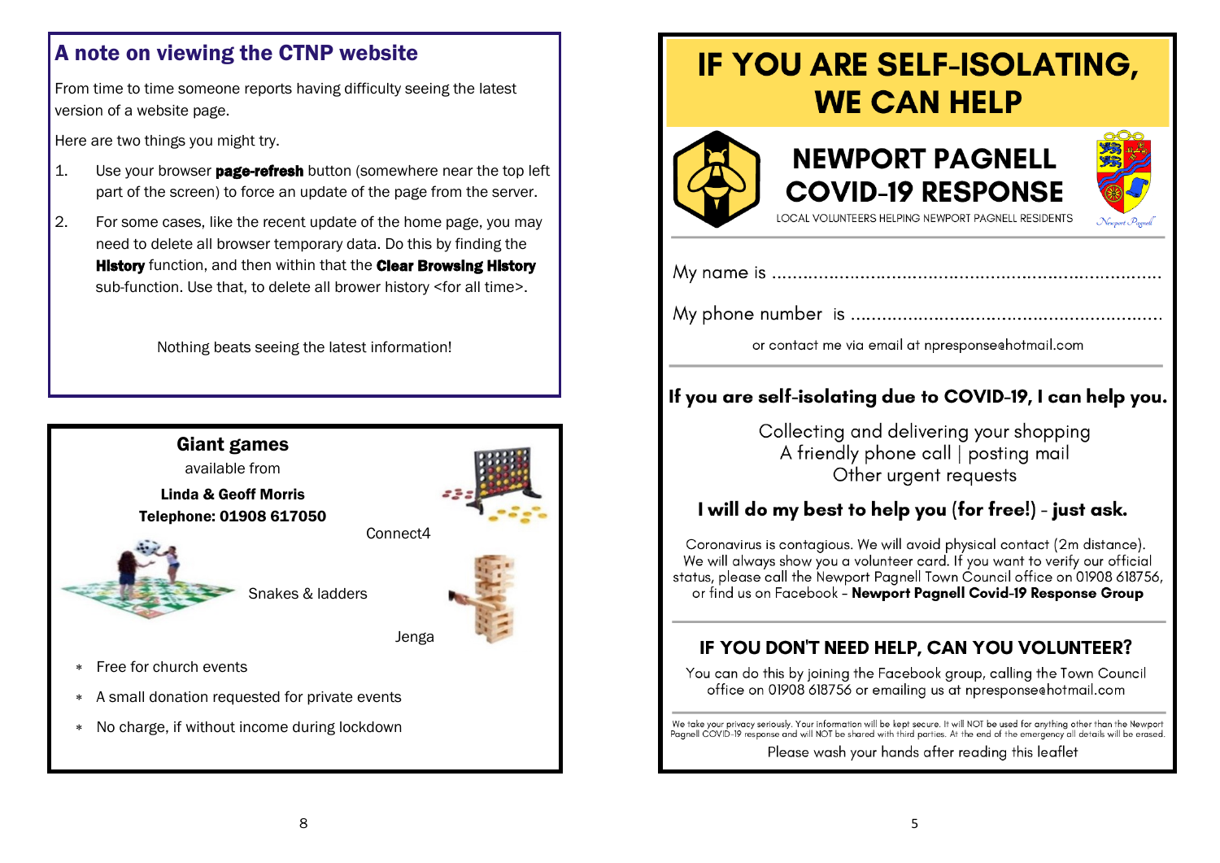## A note on viewing the CTNP website

From time to time someone reports having difficulty seeing the latest version of a website page.

Here are two things you might try.

1. Use your browser **page-refresh** button (somewhere near the top left part of the screen) to force an update of the page from the server.
2. For some cases, like the recent update of the home page, you may need to delete all browser temporary data. Do this by finding the **History** function, and then within that the **Clear Browsing History** sub-function. Use that, to delete all brower history <for all time>.

Nothing beats seeing the latest information!

## Giant games

available from

**Linda & Geoff Morris**
**Telephone: 01908 617050**

Connect4

Snakes & ladders

Jenga

- Free for church events
- A small donation requested for private events
- No charge, if without income during lockdown

# IF YOU ARE SELF-ISOLATING, WE CAN HELP

## NEWPORT PAGNELL COVID-19 RESPONSE

LOCAL VOLUNTEERS HELPING NEWPORT PAGNELL RESIDENTS

My name is ..........................................................................

My phone number is ..........................................................

or contact me via email at npresponse@hotmail.com

**If you are self-isolating due to COVID-19, I can help you.**

Collecting and delivering your shopping
A friendly phone call | posting mail
Other urgent requests

**I will do my best to help you (for free!) - just ask.**

Coronavirus is contagious. We will avoid physical contact (2m distance). We will always show you a volunteer card. If you want to verify our official status, please call the Newport Pagnell Town Council office on 01908 618756, or find us on Facebook - **Newport Pagnell Covid-19 Response Group**

### IF YOU DON'T NEED HELP, CAN YOU VOLUNTEER?

You can do this by joining the Facebook group, calling the Town Council office on 01908 618756 or emailing us at npresponse@hotmail.com

We take your privacy seriously. Your information will be kept secure. It will NOT be used for anything other than the Newport Pagnell COVID-19 response and will NOT be shared with third parties. At the end of the emergency all details will be erased.

Please wash your hands after reading this leaflet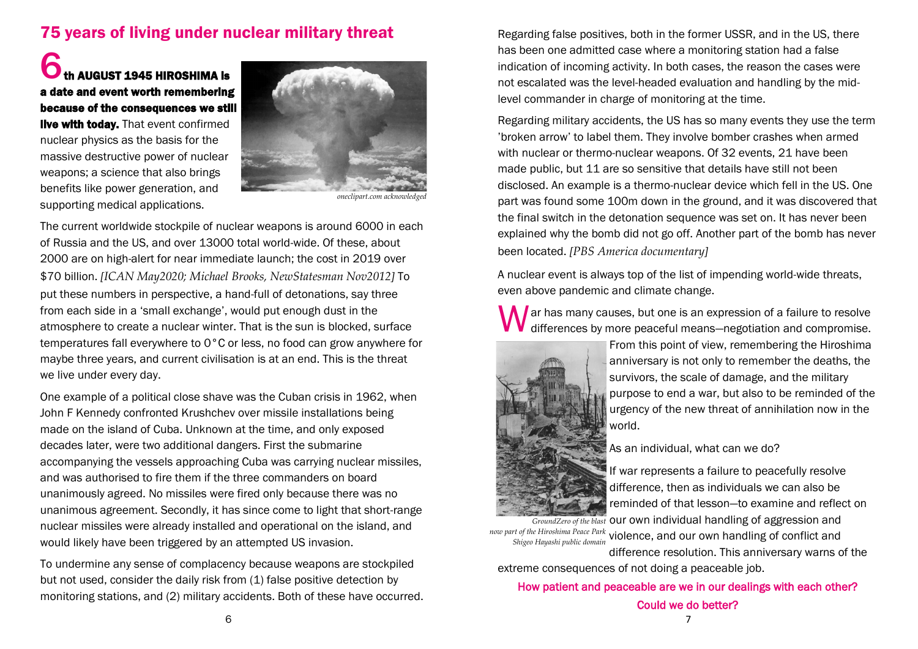# 75 years of living under nuclear military threat

**6th AUGUST 1945 HIROSHIMA is a date and event worth remembering because of the consequences we still live with today.** That event confirmed nuclear physics as the basis for the massive destructive power of nuclear weapons; a science that also brings benefits like power generation, and supporting medical applications.

*oneclipart.com acknowledged*

The current worldwide stockpile of nuclear weapons is around 6000 in each of Russia and the US, and over 13000 total world-wide. Of these, about 2000 are on high-alert for near immediate launch; the cost in 2019 over $70 billion. *[ICAN May2020; Michael Brooks, NewStatesman Nov2012]* To put these numbers in perspective, a hand-full of detonations, say three from each side in a 'small exchange', would put enough dust in the atmosphere to create a nuclear winter. That is the sun is blocked, surface temperatures fall everywhere to 0°C or less, no food can grow anywhere for maybe three years, and current civilisation is at an end. This is the threat we live under every day.

One example of a political close shave was the Cuban crisis in 1962, when John F Kennedy confronted Krushchev over missile installations being made on the island of Cuba. Unknown at the time, and only exposed decades later, were two additional dangers. First the submarine accompanying the vessels approaching Cuba was carrying nuclear missiles, and was authorised to fire them if the three commanders on board unanimously agreed. No missiles were fired only because there was no unanimous agreement. Secondly, it has since come to light that short-range nuclear missiles were already installed and operational on the island, and would likely have been triggered by an attempted US invasion.

To undermine any sense of complacency because weapons are stockpiled but not used, consider the daily risk from (1) false positive detection by monitoring stations, and (2) military accidents. Both of these have occurred.

Regarding false positives, both in the former USSR, and in the US, there has been one admitted case where a monitoring station had a false indication of incoming activity. In both cases, the reason the cases were not escalated was the level-headed evaluation and handling by the mid-level commander in charge of monitoring at the time.

Regarding military accidents, the US has so many events they use the term 'broken arrow' to label them. They involve bomber crashes when armed with nuclear or thermo-nuclear weapons. Of 32 events, 21 have been made public, but 11 are so sensitive that details have still not been disclosed. An example is a thermo-nuclear device which fell in the US. One part was found some 100m down in the ground, and it was discovered that the final switch in the detonation sequence was set on. It has never been explained why the bomb did not go off. Another part of the bomb has never been located. *[PBS America documentary]*

A nuclear event is always top of the list of impending world-wide threats, even above pandemic and climate change.

War has many causes, but one is an expression of a failure to resolve differences by more peaceful means—negotiation and compromise. From this point of view, remembering the Hiroshima anniversary is not only to remember the deaths, the survivors, the scale of damage, and the military purpose to end a war, but also to be reminded of the urgency of the new threat of annihilation now in the world.

*GroundZero of the blast now part of the Hiroshima Peace Park Shigeo Hayashi public domain*

As an individual, what can we do?

If war represents a failure to peacefully resolve difference, then as individuals we can also be reminded of that lesson—to examine and reflect on our own individual handling of aggression and violence, and our own handling of conflict and difference resolution. This anniversary warns of the extreme consequences of not doing a peaceable job.

**How patient and peaceable are we in our dealings with each other? Could we do better?**